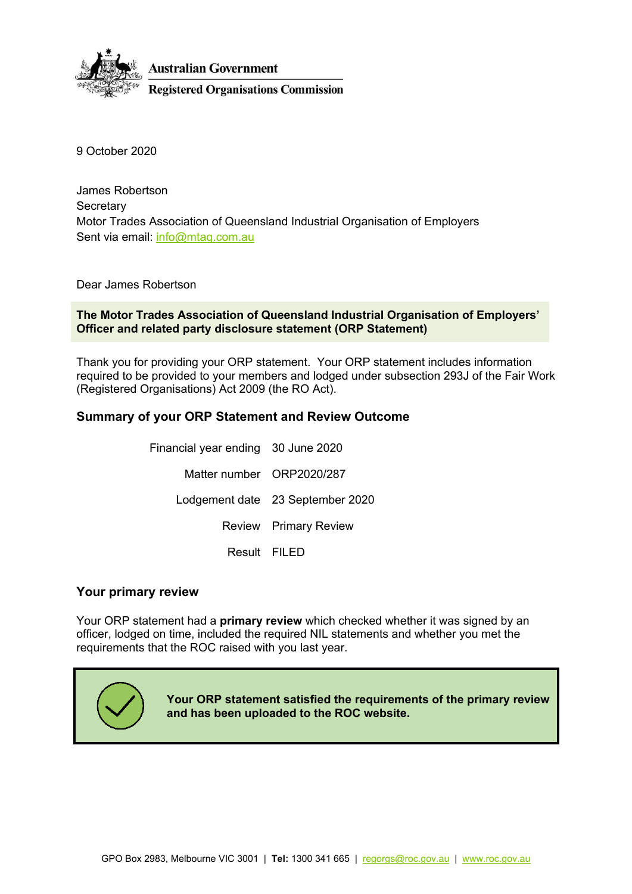Australian Government

Registered Organisations Commission

9 October 2020

James Robertson
Secretary
Motor Trades Association of Queensland Industrial Organisation of Employers
Sent via email: info@mtaq.com.au

Dear James Robertson

**The Motor Trades Association of Queensland Industrial Organisation of Employers' Officer and related party disclosure statement (ORP Statement)**

Thank you for providing your ORP statement. Your ORP statement includes information required to be provided to your members and lodged under subsection 293J of the Fair Work (Registered Organisations) Act 2009 (the RO Act).

## Summary of your ORP Statement and Review Outcome

| | |
|---|---|
| Financial year ending | 30 June 2020 |
| Matter number | ORP2020/287 |
| Lodgement date | 23 September 2020 |
| Review | Primary Review |
| Result | FILED |

## Your primary review

Your ORP statement had a **primary review** which checked whether it was signed by an officer, lodged on time, included the required NIL statements and whether you met the requirements that the ROC raised with you last year.

**Your ORP statement satisfied the requirements of the primary review and has been uploaded to the ROC website.**

GPO Box 2983, Melbourne VIC 3001 | **Tel:** 1300 341 665 | regorgs@roc.gov.au | www.roc.gov.au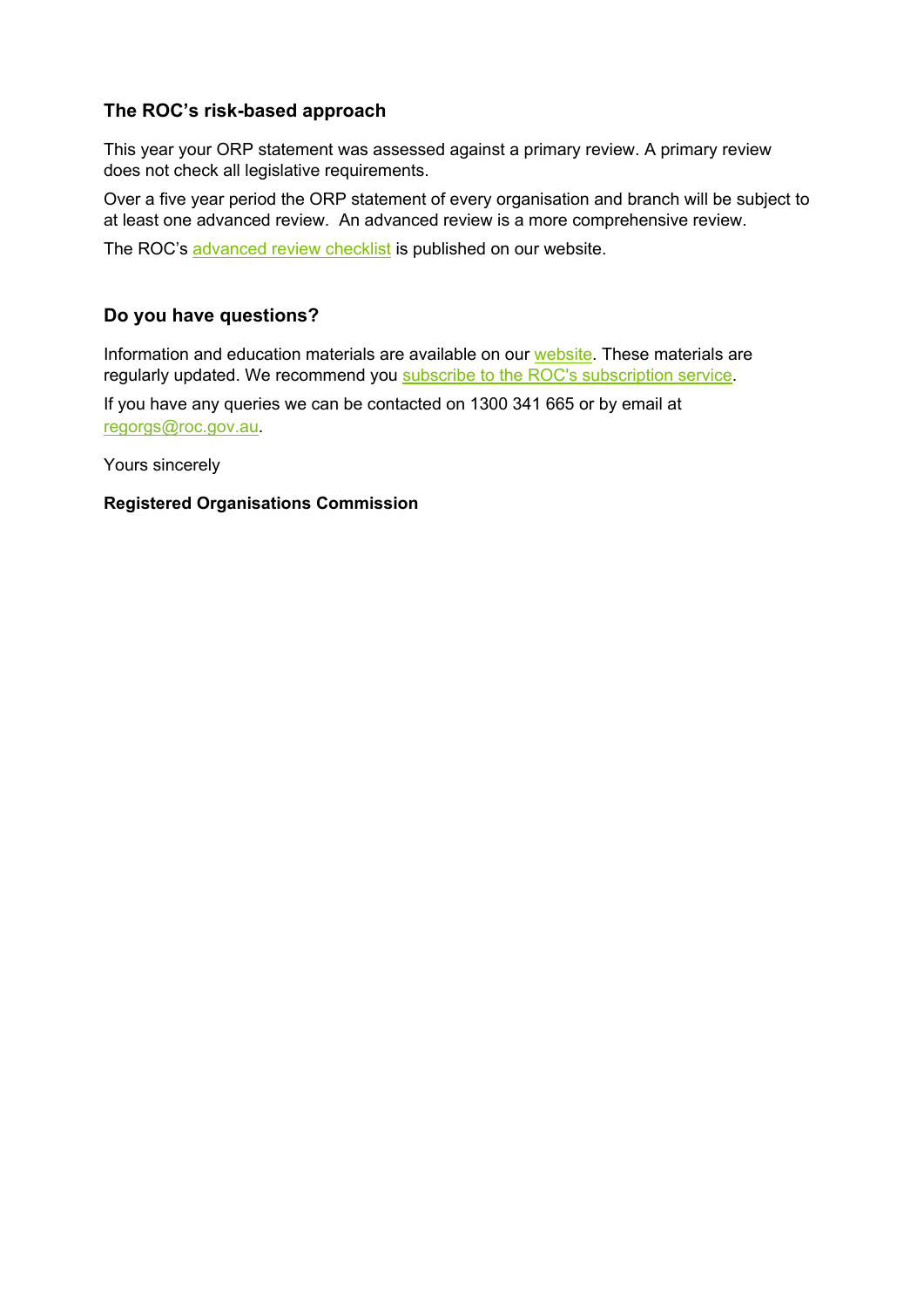### The ROC's risk-based approach

This year your ORP statement was assessed against a primary review. A primary review does not check all legislative requirements.

Over a five year period the ORP statement of every organisation and branch will be subject to at least one advanced review. An advanced review is a more comprehensive review.

The ROC's advanced review checklist is published on our website.

### Do you have questions?

Information and education materials are available on our website. These materials are regularly updated. We recommend you subscribe to the ROC's subscription service.

If you have any queries we can be contacted on 1300 341 665 or by email at regorgs@roc.gov.au.

Yours sincerely

**Registered Organisations Commission**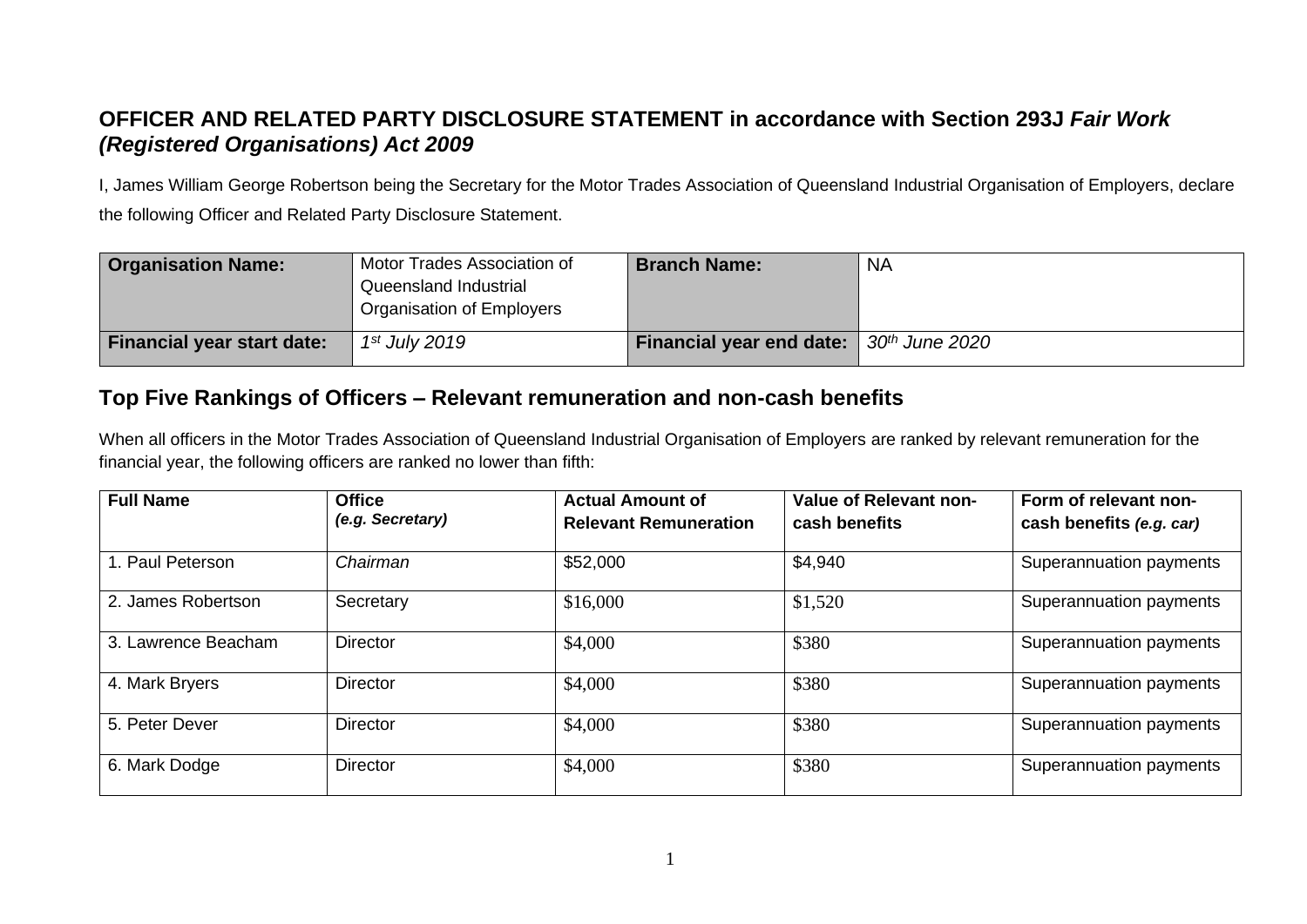# OFFICER AND RELATED PARTY DISCLOSURE STATEMENT in accordance with Section 293J *Fair Work (Registered Organisations) Act 2009*

I, James William George Robertson being the Secretary for the Motor Trades Association of Queensland Industrial Organisation of Employers, declare the following Officer and Related Party Disclosure Statement.

| **Organisation Name:** | Motor Trades Association of Queensland Industrial Organisation of Employers | **Branch Name:** | NA |
|---|---|---|---|
| **Financial year start date:** | *1st July 2019* | **Financial year end date:** | *30th June 2020* |

## Top Five Rankings of Officers – Relevant remuneration and non-cash benefits

When all officers in the Motor Trades Association of Queensland Industrial Organisation of Employers are ranked by relevant remuneration for the financial year, the following officers are ranked no lower than fifth:

| **Full Name** | **Office** *(e.g. Secretary)* | **Actual Amount of Relevant Remuneration** | **Value of Relevant non-cash benefits** | **Form of relevant non-cash benefits** *(e.g. car)* |
|---|---|---|---|---|
| 1. Paul Peterson | *Chairman* | \$52,000 | \$4,940 | Superannuation payments |
| 2. James Robertson | Secretary | \$16,000 | \$1,520 | Superannuation payments |
| 3. Lawrence Beacham | Director | \$4,000 | \$380 | Superannuation payments |
| 4. Mark Bryers | Director | \$4,000 | \$380 | Superannuation payments |
| 5. Peter Dever | Director | \$4,000 | \$380 | Superannuation payments |
| 6. Mark Dodge | Director | \$4,000 | \$380 | Superannuation payments |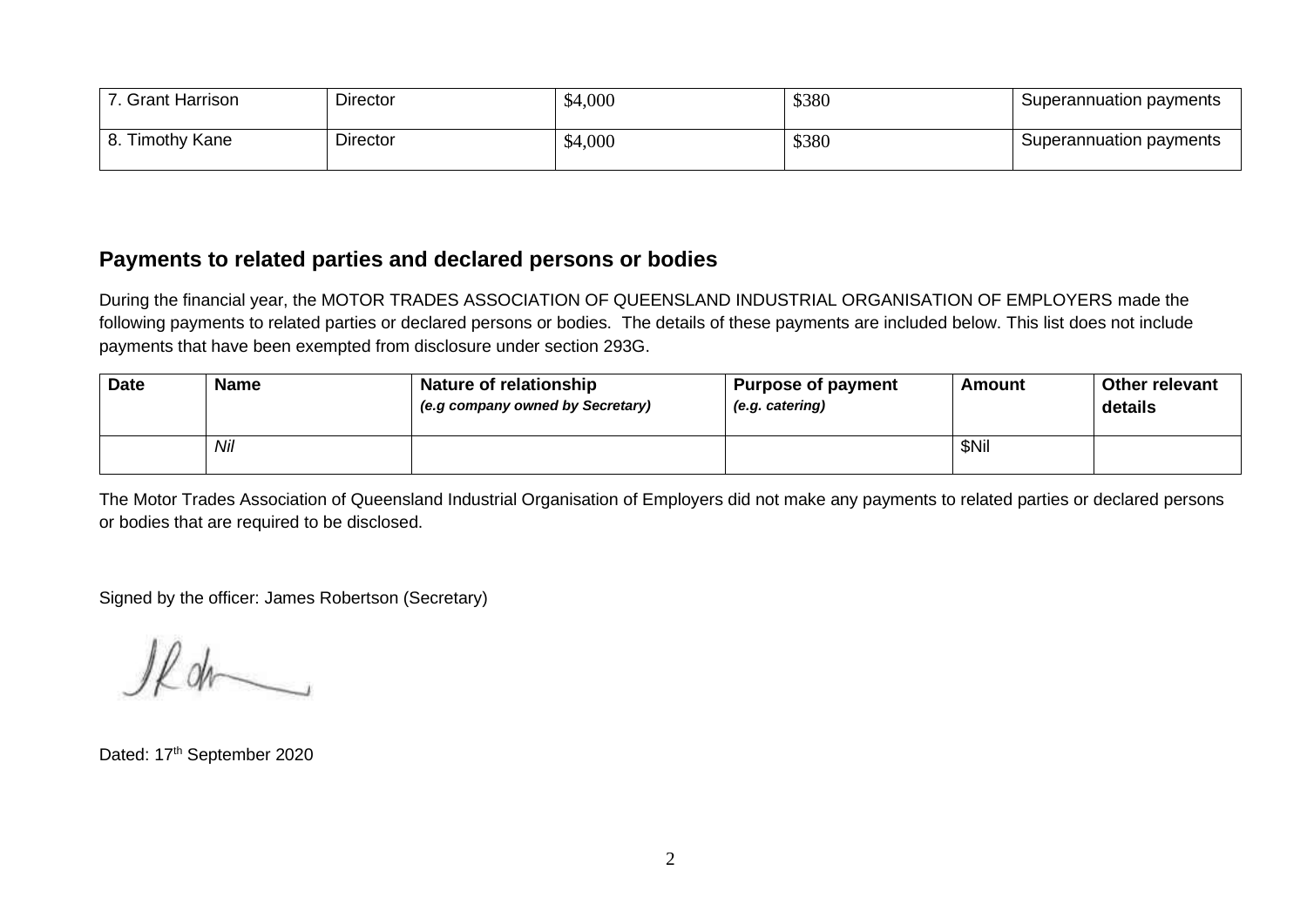| | | | | |
|---|---|---|---|---|
| 7. Grant Harrison | Director | \$4,000 | \$380 | Superannuation payments |
| 8. Timothy Kane | Director | \$4,000 | \$380 | Superannuation payments |

## Payments to related parties and declared persons or bodies

During the financial year, the MOTOR TRADES ASSOCIATION OF QUEENSLAND INDUSTRIAL ORGANISATION OF EMPLOYERS made the following payments to related parties or declared persons or bodies. The details of these payments are included below. This list does not include payments that have been exempted from disclosure under section 293G.

| Date | Name | Nature of relationship *(e.g company owned by Secretary)* | Purpose of payment *(e.g. catering)* | Amount | Other relevant details |
|---|---|---|---|---|---|
| | *Nil* | | | \$Nil | |

The Motor Trades Association of Queensland Industrial Organisation of Employers did not make any payments to related parties or declared persons or bodies that are required to be disclosed.

Signed by the officer: James Robertson (Secretary)

Dated: 17th September 2020